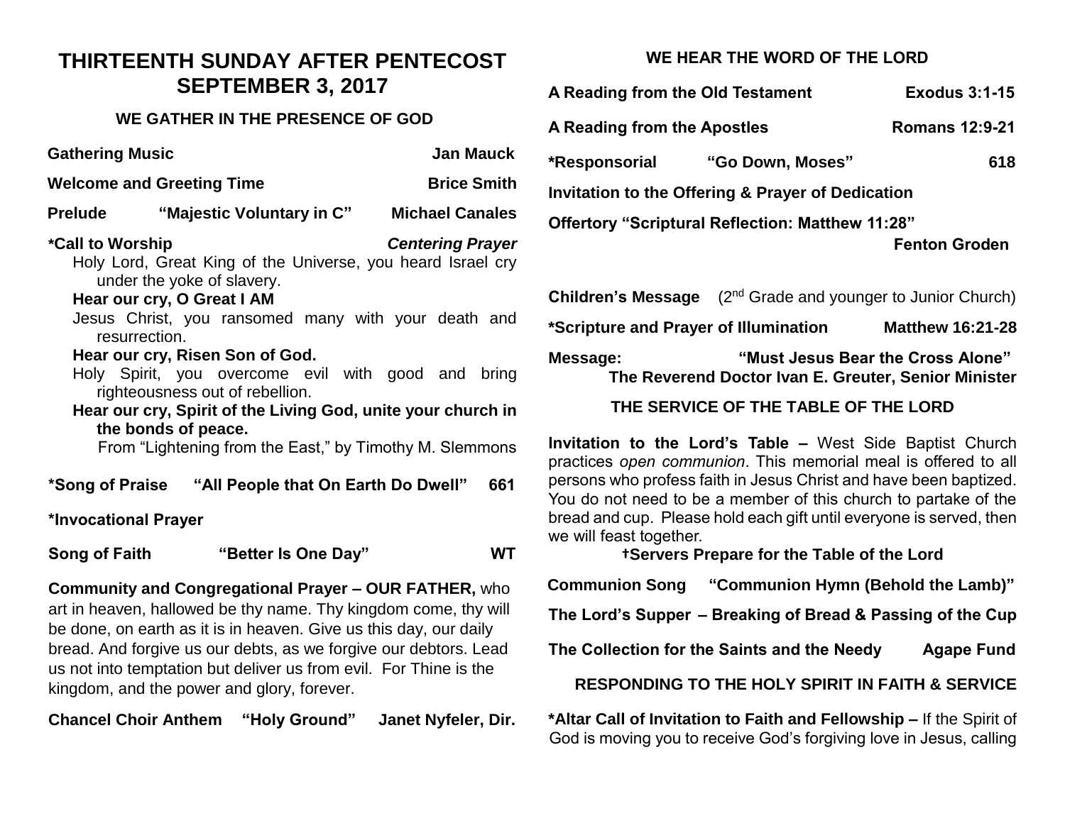# THIRTEENTH SUNDAY AFTER PENTECOST
# SEPTEMBER 3, 2017

## WE GATHER IN THE PRESENCE OF GOD

**Gathering Music** — **Jan Mauck**

**Welcome and Greeting Time** — **Brice Smith**

**Prelude** — **"Majestic Voluntary in C"** — **Michael Canales**

**\*Call to Worship** — ***Centering Prayer***

Holy Lord, Great King of the Universe, you heard Israel cry under the yoke of slavery.

**Hear our cry, O Great I AM**

Jesus Christ, you ransomed many with your death and resurrection.

**Hear our cry, Risen Son of God.**

Holy Spirit, you overcome evil with good and bring righteousness out of rebellion.

**Hear our cry, Spirit of the Living God, unite your church in the bonds of peace.**

From "Lightening from the East," by Timothy M. Slemmons

**\*Song of Praise** — **"All People that On Earth Do Dwell"** — **661**

**\*Invocational Prayer**

**Song of Faith** — **"Better Is One Day"** — **WT**

**Community and Congregational Prayer – OUR FATHER,** who art in heaven, hallowed be thy name. Thy kingdom come, thy will be done, on earth as it is in heaven. Give us this day, our daily bread. And forgive us our debts, as we forgive our debtors. Lead us not into temptation but deliver us from evil. For Thine is the kingdom, and the power and glory, forever.

**Chancel Choir Anthem** — **"Holy Ground"** — **Janet Nyfeler, Dir.**

## WE HEAR THE WORD OF THE LORD

**A Reading from the Old Testament** — **Exodus 3:1-15**

**A Reading from the Apostles** — **Romans 12:9-21**

**\*Responsorial** — **"Go Down, Moses"** — **618**

**Invitation to the Offering & Prayer of Dedication**

**Offertory "Scriptural Reflection: Matthew 11:28"** — **Fenton Groden**

**Children's Message** (2nd Grade and younger to Junior Church)

**\*Scripture and Prayer of Illumination** — **Matthew 16:21-28**

**Message:** **"Must Jesus Bear the Cross Alone"**
**The Reverend Doctor Ivan E. Greuter, Senior Minister**

## THE SERVICE OF THE TABLE OF THE LORD

**Invitation to the Lord's Table –** West Side Baptist Church practices *open communion*. This memorial meal is offered to all persons who profess faith in Jesus Christ and have been baptized. You do not need to be a member of this church to partake of the bread and cup. Please hold each gift until everyone is served, then we will feast together.

**†Servers Prepare for the Table of the Lord**

**Communion Song** — **"Communion Hymn (Behold the Lamb)"**

**The Lord's Supper – Breaking of Bread & Passing of the Cup**

**The Collection for the Saints and the Needy** — **Agape Fund**

## RESPONDING TO THE HOLY SPIRIT IN FAITH & SERVICE

**\*Altar Call of Invitation to Faith and Fellowship –** If the Spirit of God is moving you to receive God's forgiving love in Jesus, calling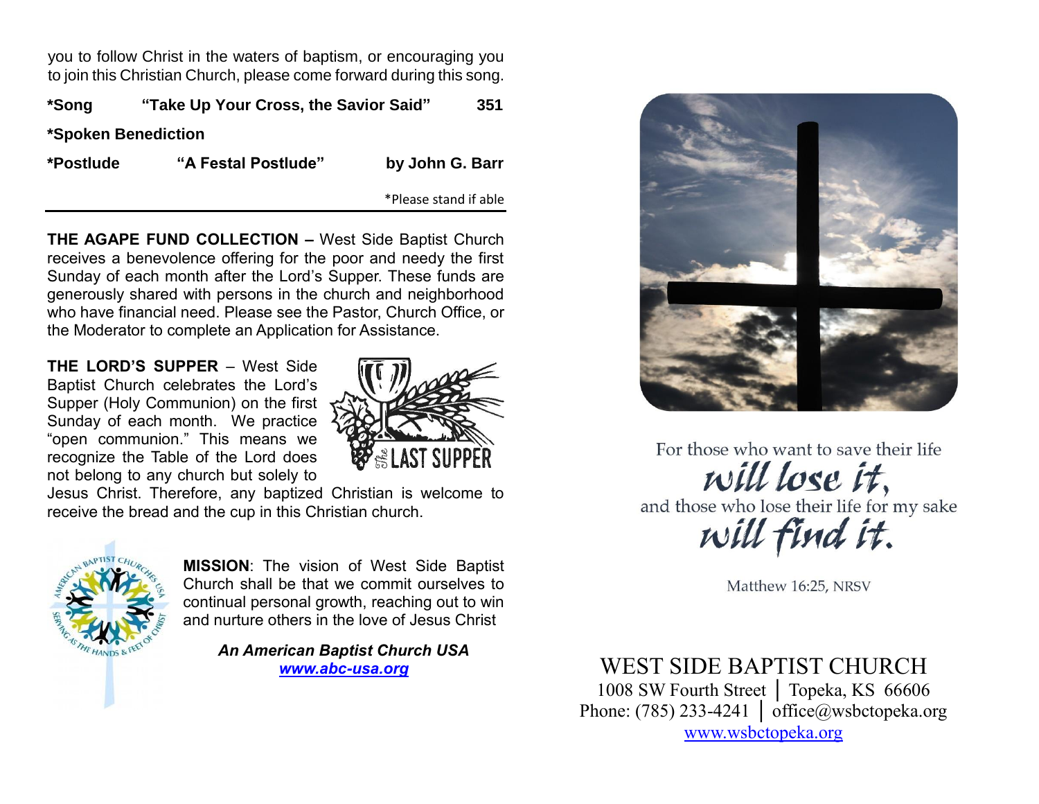you to follow Christ in the waters of baptism, or encouraging you to join this Christian Church, please come forward during this song.

**\*Song "Take Up Your Cross, the Savior Said" 351**

**\*Spoken Benediction**

**\*Postlude "A Festal Postlude" by John G. Barr**

*Please stand if able

---

**THE AGAPE FUND COLLECTION –** West Side Baptist Church receives a benevolence offering for the poor and needy the first Sunday of each month after the Lord's Supper. These funds are generously shared with persons in the church and neighborhood who have financial need. Please see the Pastor, Church Office, or the Moderator to complete an Application for Assistance.

**THE LORD'S SUPPER** – West Side Baptist Church celebrates the Lord's Supper (Holy Communion) on the first Sunday of each month. We practice "open communion." This means we recognize the Table of the Lord does not belong to any church but solely to Jesus Christ. Therefore, any baptized Christian is welcome to receive the bread and the cup in this Christian church.

The LAST SUPPER

**MISSION**: The vision of West Side Baptist Church shall be that we commit ourselves to continual personal growth, reaching out to win and nurture others in the love of Jesus Christ

***An American Baptist Church USA***

***www.abc-usa.org***

For those who want to save their life *will lose it,* and those who lose their life for my sake *will find it.*

Matthew 16:25, NRSV

# WEST SIDE BAPTIST CHURCH

1008 SW Fourth Street │ Topeka, KS 66606

Phone: (785) 233-4241 │ office@wsbctopeka.org

www.wsbctopeka.org